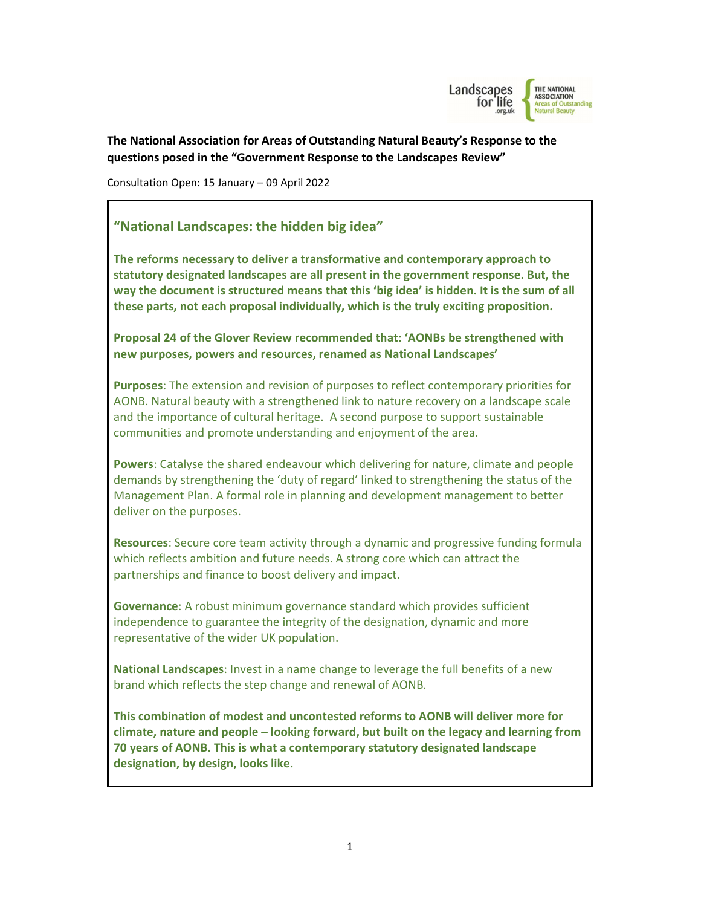**The National Association for Areas of Outstanding Natural Beauty's Response to the questions posed in the "Government Response to the Landscapes Review"**

Consultation Open: 15 January – 09 April 2022

## "National Landscapes: the hidden big idea"

**The reforms necessary to deliver a transformative and contemporary approach to statutory designated landscapes are all present in the government response. But, the way the document is structured means that this 'big idea' is hidden. It is the sum of all these parts, not each proposal individually, which is the truly exciting proposition.**

**Proposal 24 of the Glover Review recommended that: 'AONBs be strengthened with new purposes, powers and resources, renamed as National Landscapes'**

**Purposes**: The extension and revision of purposes to reflect contemporary priorities for AONB. Natural beauty with a strengthened link to nature recovery on a landscape scale and the importance of cultural heritage. A second purpose to support sustainable communities and promote understanding and enjoyment of the area.

**Powers**: Catalyse the shared endeavour which delivering for nature, climate and people demands by strengthening the 'duty of regard' linked to strengthening the status of the Management Plan. A formal role in planning and development management to better deliver on the purposes.

**Resources**: Secure core team activity through a dynamic and progressive funding formula which reflects ambition and future needs. A strong core which can attract the partnerships and finance to boost delivery and impact.

**Governance**: A robust minimum governance standard which provides sufficient independence to guarantee the integrity of the designation, dynamic and more representative of the wider UK population.

**National Landscapes**: Invest in a name change to leverage the full benefits of a new brand which reflects the step change and renewal of AONB.

**This combination of modest and uncontested reforms to AONB will deliver more for climate, nature and people – looking forward, but built on the legacy and learning from 70 years of AONB. This is what a contemporary statutory designated landscape designation, by design, looks like.**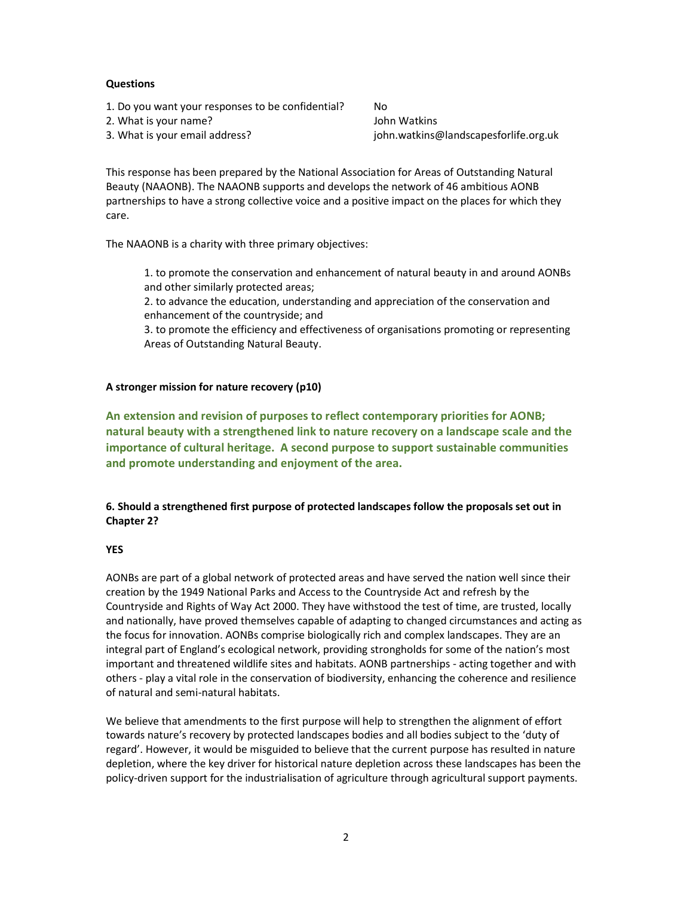**Questions**

1. Do you want your responses to be confidential? No
2. What is your name? John Watkins
3. What is your email address? john.watkins@landscapesforlife.org.uk

This response has been prepared by the National Association for Areas of Outstanding Natural Beauty (NAAONB). The NAAONB supports and develops the network of 46 ambitious AONB partnerships to have a strong collective voice and a positive impact on the places for which they care.

The NAAONB is a charity with three primary objectives:

> 1. to promote the conservation and enhancement of natural beauty in and around AONBs and other similarly protected areas;
> 2. to advance the education, understanding and appreciation of the conservation and enhancement of the countryside; and
> 3. to promote the efficiency and effectiveness of organisations promoting or representing Areas of Outstanding Natural Beauty.

**A stronger mission for nature recovery (p10)**

**An extension and revision of purposes to reflect contemporary priorities for AONB; natural beauty with a strengthened link to nature recovery on a landscape scale and the importance of cultural heritage. A second purpose to support sustainable communities and promote understanding and enjoyment of the area.**

**6. Should a strengthened first purpose of protected landscapes follow the proposals set out in Chapter 2?**

**YES**

AONBs are part of a global network of protected areas and have served the nation well since their creation by the 1949 National Parks and Access to the Countryside Act and refresh by the Countryside and Rights of Way Act 2000. They have withstood the test of time, are trusted, locally and nationally, have proved themselves capable of adapting to changed circumstances and acting as the focus for innovation. AONBs comprise biologically rich and complex landscapes. They are an integral part of England's ecological network, providing strongholds for some of the nation's most important and threatened wildlife sites and habitats. AONB partnerships - acting together and with others - play a vital role in the conservation of biodiversity, enhancing the coherence and resilience of natural and semi-natural habitats.

We believe that amendments to the first purpose will help to strengthen the alignment of effort towards nature's recovery by protected landscapes bodies and all bodies subject to the 'duty of regard'. However, it would be misguided to believe that the current purpose has resulted in nature depletion, where the key driver for historical nature depletion across these landscapes has been the policy-driven support for the industrialisation of agriculture through agricultural support payments.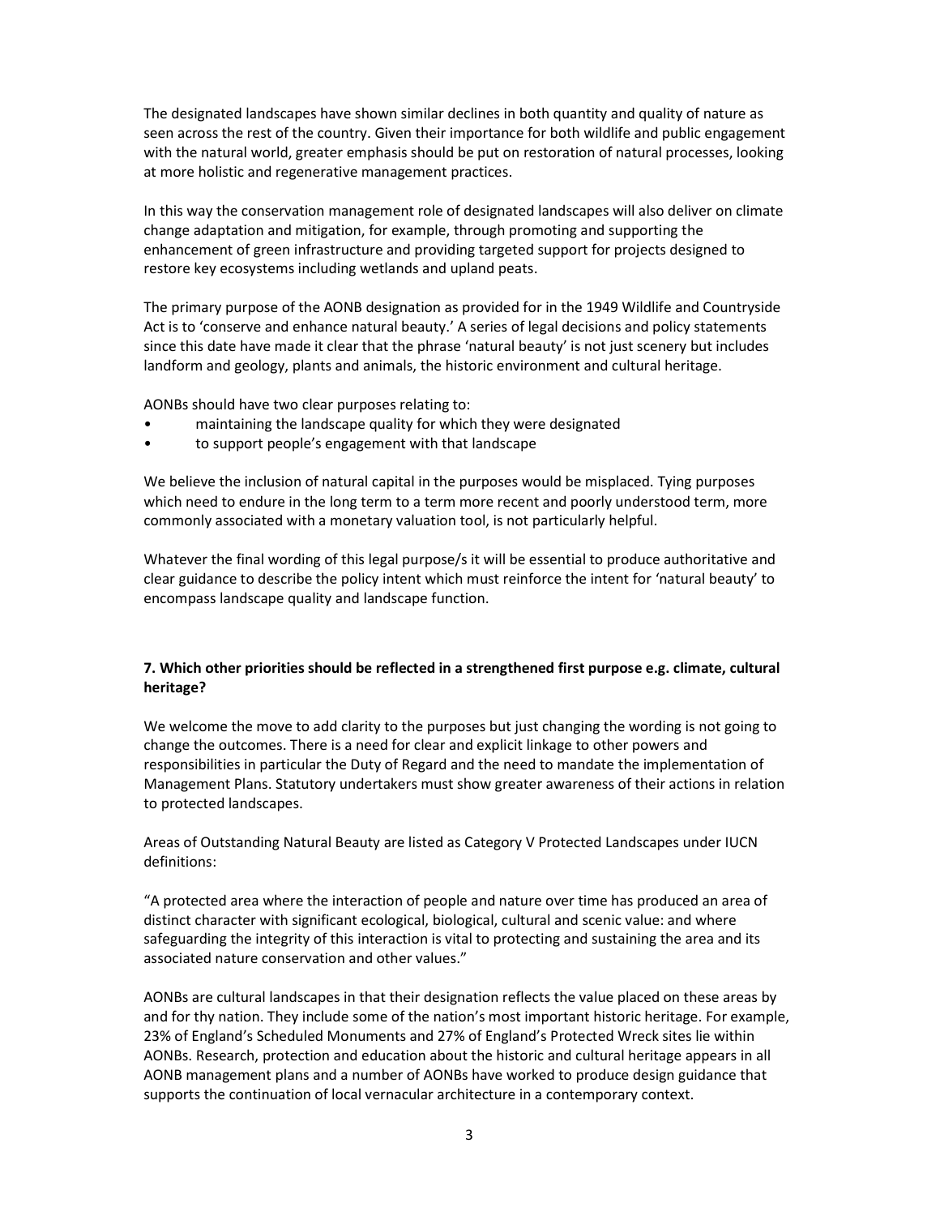The designated landscapes have shown similar declines in both quantity and quality of nature as seen across the rest of the country. Given their importance for both wildlife and public engagement with the natural world, greater emphasis should be put on restoration of natural processes, looking at more holistic and regenerative management practices.

In this way the conservation management role of designated landscapes will also deliver on climate change adaptation and mitigation, for example, through promoting and supporting the enhancement of green infrastructure and providing targeted support for projects designed to restore key ecosystems including wetlands and upland peats.

The primary purpose of the AONB designation as provided for in the 1949 Wildlife and Countryside Act is to 'conserve and enhance natural beauty.' A series of legal decisions and policy statements since this date have made it clear that the phrase 'natural beauty' is not just scenery but includes landform and geology, plants and animals, the historic environment and cultural heritage.

AONBs should have two clear purposes relating to:

- maintaining the landscape quality for which they were designated
- to support people's engagement with that landscape

We believe the inclusion of natural capital in the purposes would be misplaced. Tying purposes which need to endure in the long term to a term more recent and poorly understood term, more commonly associated with a monetary valuation tool, is not particularly helpful.

Whatever the final wording of this legal purpose/s it will be essential to produce authoritative and clear guidance to describe the policy intent which must reinforce the intent for 'natural beauty' to encompass landscape quality and landscape function.

**7. Which other priorities should be reflected in a strengthened first purpose e.g. climate, cultural heritage?**

We welcome the move to add clarity to the purposes but just changing the wording is not going to change the outcomes. There is a need for clear and explicit linkage to other powers and responsibilities in particular the Duty of Regard and the need to mandate the implementation of Management Plans. Statutory undertakers must show greater awareness of their actions in relation to protected landscapes.

Areas of Outstanding Natural Beauty are listed as Category V Protected Landscapes under IUCN definitions:

"A protected area where the interaction of people and nature over time has produced an area of distinct character with significant ecological, biological, cultural and scenic value: and where safeguarding the integrity of this interaction is vital to protecting and sustaining the area and its associated nature conservation and other values."

AONBs are cultural landscapes in that their designation reflects the value placed on these areas by and for thy nation. They include some of the nation's most important historic heritage. For example, 23% of England's Scheduled Monuments and 27% of England's Protected Wreck sites lie within AONBs. Research, protection and education about the historic and cultural heritage appears in all AONB management plans and a number of AONBs have worked to produce design guidance that supports the continuation of local vernacular architecture in a contemporary context.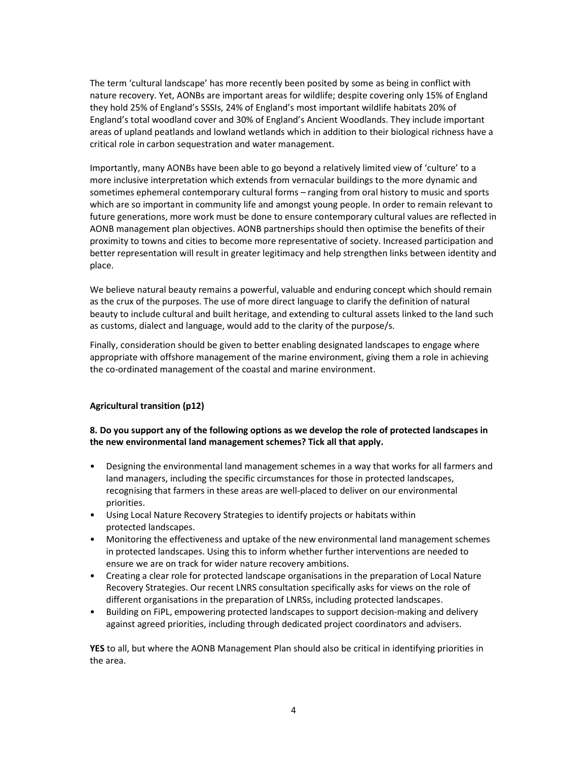The term 'cultural landscape' has more recently been posited by some as being in conflict with nature recovery. Yet, AONBs are important areas for wildlife; despite covering only 15% of England they hold 25% of England's SSSIs, 24% of England's most important wildlife habitats 20% of England's total woodland cover and 30% of England's Ancient Woodlands. They include important areas of upland peatlands and lowland wetlands which in addition to their biological richness have a critical role in carbon sequestration and water management.

Importantly, many AONBs have been able to go beyond a relatively limited view of 'culture' to a more inclusive interpretation which extends from vernacular buildings to the more dynamic and sometimes ephemeral contemporary cultural forms – ranging from oral history to music and sports which are so important in community life and amongst young people. In order to remain relevant to future generations, more work must be done to ensure contemporary cultural values are reflected in AONB management plan objectives. AONB partnerships should then optimise the benefits of their proximity to towns and cities to become more representative of society. Increased participation and better representation will result in greater legitimacy and help strengthen links between identity and place.

We believe natural beauty remains a powerful, valuable and enduring concept which should remain as the crux of the purposes. The use of more direct language to clarify the definition of natural beauty to include cultural and built heritage, and extending to cultural assets linked to the land such as customs, dialect and language, would add to the clarity of the purpose/s.

Finally, consideration should be given to better enabling designated landscapes to engage where appropriate with offshore management of the marine environment, giving them a role in achieving the co-ordinated management of the coastal and marine environment.

**Agricultural transition (p12)**

**8. Do you support any of the following options as we develop the role of protected landscapes in the new environmental land management schemes? Tick all that apply.**

- Designing the environmental land management schemes in a way that works for all farmers and land managers, including the specific circumstances for those in protected landscapes, recognising that farmers in these areas are well-placed to deliver on our environmental priorities.
- Using Local Nature Recovery Strategies to identify projects or habitats within protected landscapes.
- Monitoring the effectiveness and uptake of the new environmental land management schemes in protected landscapes. Using this to inform whether further interventions are needed to ensure we are on track for wider nature recovery ambitions.
- Creating a clear role for protected landscape organisations in the preparation of Local Nature Recovery Strategies. Our recent LNRS consultation specifically asks for views on the role of different organisations in the preparation of LNRSs, including protected landscapes.
- Building on FiPL, empowering protected landscapes to support decision-making and delivery against agreed priorities, including through dedicated project coordinators and advisers.

**YES** to all, but where the AONB Management Plan should also be critical in identifying priorities in the area.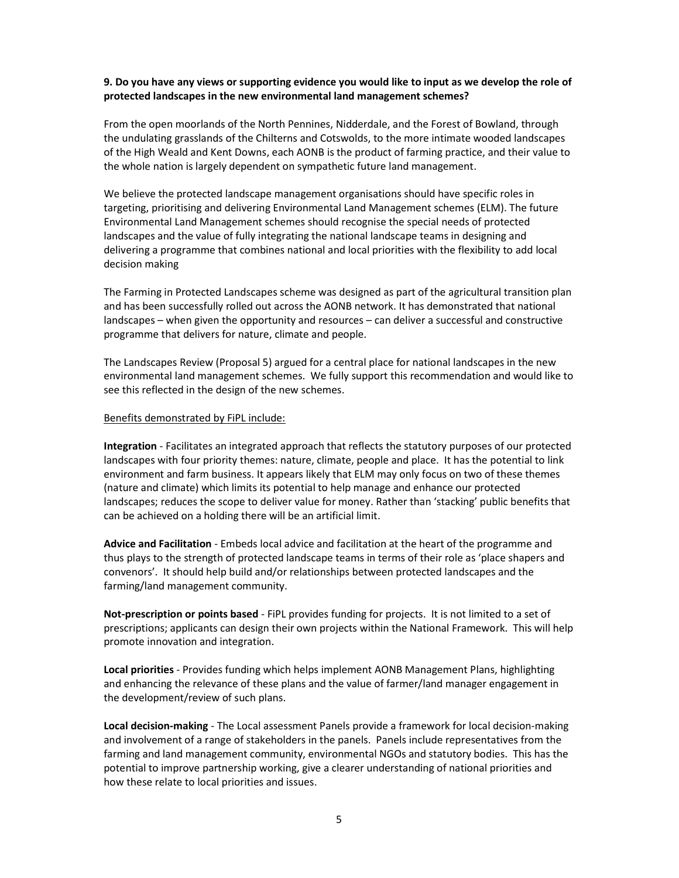**9. Do you have any views or supporting evidence you would like to input as we develop the role of protected landscapes in the new environmental land management schemes?**

From the open moorlands of the North Pennines, Nidderdale, and the Forest of Bowland, through the undulating grasslands of the Chilterns and Cotswolds, to the more intimate wooded landscapes of the High Weald and Kent Downs, each AONB is the product of farming practice, and their value to the whole nation is largely dependent on sympathetic future land management.

We believe the protected landscape management organisations should have specific roles in targeting, prioritising and delivering Environmental Land Management schemes (ELM). The future Environmental Land Management schemes should recognise the special needs of protected landscapes and the value of fully integrating the national landscape teams in designing and delivering a programme that combines national and local priorities with the flexibility to add local decision making

The Farming in Protected Landscapes scheme was designed as part of the agricultural transition plan and has been successfully rolled out across the AONB network. It has demonstrated that national landscapes – when given the opportunity and resources – can deliver a successful and constructive programme that delivers for nature, climate and people.

The Landscapes Review (Proposal 5) argued for a central place for national landscapes in the new environmental land management schemes. We fully support this recommendation and would like to see this reflected in the design of the new schemes.

<u>Benefits demonstrated by FiPL include:</u>

**Integration** - Facilitates an integrated approach that reflects the statutory purposes of our protected landscapes with four priority themes: nature, climate, people and place. It has the potential to link environment and farm business. It appears likely that ELM may only focus on two of these themes (nature and climate) which limits its potential to help manage and enhance our protected landscapes; reduces the scope to deliver value for money. Rather than 'stacking' public benefits that can be achieved on a holding there will be an artificial limit.

**Advice and Facilitation** - Embeds local advice and facilitation at the heart of the programme and thus plays to the strength of protected landscape teams in terms of their role as 'place shapers and convenors'. It should help build and/or relationships between protected landscapes and the farming/land management community.

**Not-prescription or points based** - FiPL provides funding for projects. It is not limited to a set of prescriptions; applicants can design their own projects within the National Framework. This will help promote innovation and integration.

**Local priorities** - Provides funding which helps implement AONB Management Plans, highlighting and enhancing the relevance of these plans and the value of farmer/land manager engagement in the development/review of such plans.

**Local decision-making** - The Local assessment Panels provide a framework for local decision-making and involvement of a range of stakeholders in the panels. Panels include representatives from the farming and land management community, environmental NGOs and statutory bodies. This has the potential to improve partnership working, give a clearer understanding of national priorities and how these relate to local priorities and issues.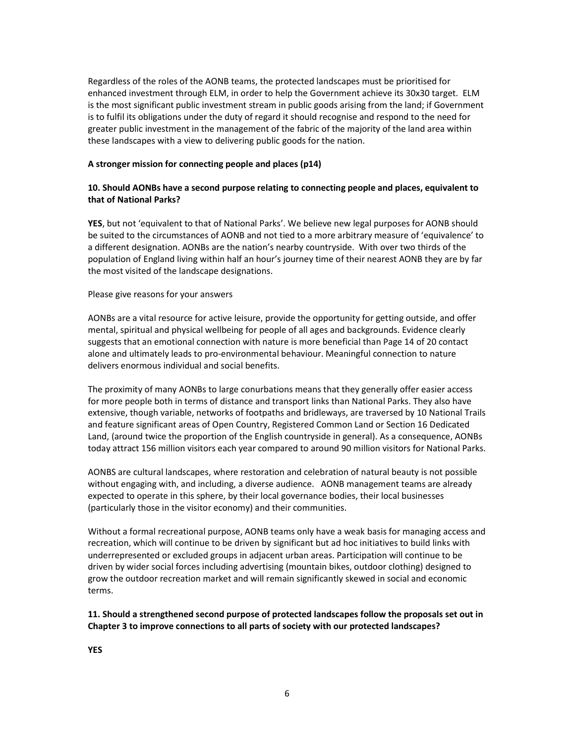Regardless of the roles of the AONB teams, the protected landscapes must be prioritised for enhanced investment through ELM, in order to help the Government achieve its 30x30 target. ELM is the most significant public investment stream in public goods arising from the land; if Government is to fulfil its obligations under the duty of regard it should recognise and respond to the need for greater public investment in the management of the fabric of the majority of the land area within these landscapes with a view to delivering public goods for the nation.

**A stronger mission for connecting people and places (p14)**

**10. Should AONBs have a second purpose relating to connecting people and places, equivalent to that of National Parks?**

**YES**, but not 'equivalent to that of National Parks'. We believe new legal purposes for AONB should be suited to the circumstances of AONB and not tied to a more arbitrary measure of 'equivalence' to a different designation. AONBs are the nation's nearby countryside. With over two thirds of the population of England living within half an hour's journey time of their nearest AONB they are by far the most visited of the landscape designations.

Please give reasons for your answers

AONBs are a vital resource for active leisure, provide the opportunity for getting outside, and offer mental, spiritual and physical wellbeing for people of all ages and backgrounds. Evidence clearly suggests that an emotional connection with nature is more beneficial than Page 14 of 20 contact alone and ultimately leads to pro-environmental behaviour. Meaningful connection to nature delivers enormous individual and social benefits.

The proximity of many AONBs to large conurbations means that they generally offer easier access for more people both in terms of distance and transport links than National Parks. They also have extensive, though variable, networks of footpaths and bridleways, are traversed by 10 National Trails and feature significant areas of Open Country, Registered Common Land or Section 16 Dedicated Land, (around twice the proportion of the English countryside in general). As a consequence, AONBs today attract 156 million visitors each year compared to around 90 million visitors for National Parks.

AONBS are cultural landscapes, where restoration and celebration of natural beauty is not possible without engaging with, and including, a diverse audience. AONB management teams are already expected to operate in this sphere, by their local governance bodies, their local businesses (particularly those in the visitor economy) and their communities.

Without a formal recreational purpose, AONB teams only have a weak basis for managing access and recreation, which will continue to be driven by significant but ad hoc initiatives to build links with underrepresented or excluded groups in adjacent urban areas. Participation will continue to be driven by wider social forces including advertising (mountain bikes, outdoor clothing) designed to grow the outdoor recreation market and will remain significantly skewed in social and economic terms.

**11. Should a strengthened second purpose of protected landscapes follow the proposals set out in Chapter 3 to improve connections to all parts of society with our protected landscapes?**

**YES**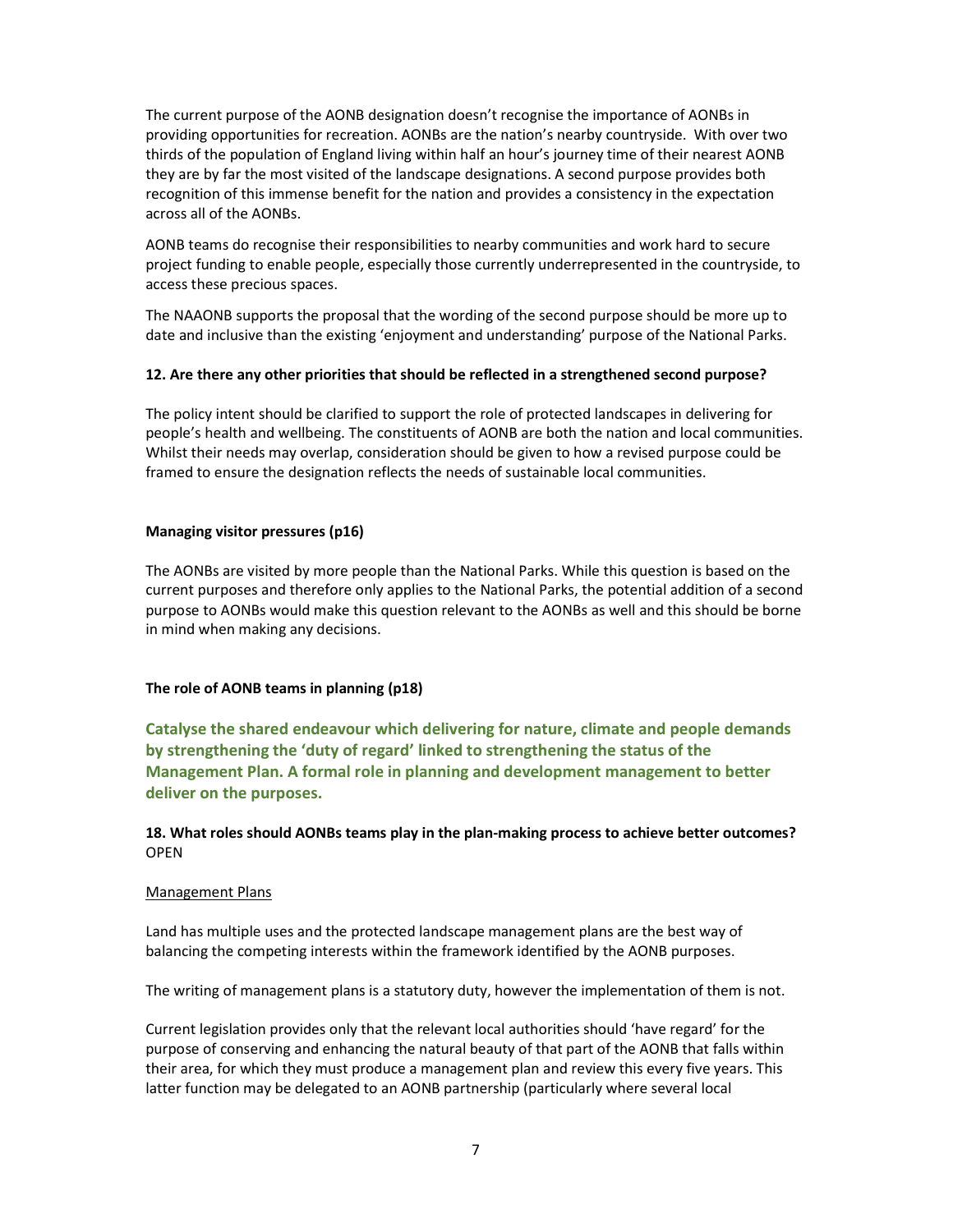The current purpose of the AONB designation doesn't recognise the importance of AONBs in providing opportunities for recreation. AONBs are the nation's nearby countryside. With over two thirds of the population of England living within half an hour's journey time of their nearest AONB they are by far the most visited of the landscape designations. A second purpose provides both recognition of this immense benefit for the nation and provides a consistency in the expectation across all of the AONBs.

AONB teams do recognise their responsibilities to nearby communities and work hard to secure project funding to enable people, especially those currently underrepresented in the countryside, to access these precious spaces.

The NAAONB supports the proposal that the wording of the second purpose should be more up to date and inclusive than the existing 'enjoyment and understanding' purpose of the National Parks.

**12. Are there any other priorities that should be reflected in a strengthened second purpose?**

The policy intent should be clarified to support the role of protected landscapes in delivering for people's health and wellbeing. The constituents of AONB are both the nation and local communities. Whilst their needs may overlap, consideration should be given to how a revised purpose could be framed to ensure the designation reflects the needs of sustainable local communities.

**Managing visitor pressures (p16)**

The AONBs are visited by more people than the National Parks. While this question is based on the current purposes and therefore only applies to the National Parks, the potential addition of a second purpose to AONBs would make this question relevant to the AONBs as well and this should be borne in mind when making any decisions.

**The role of AONB teams in planning (p18)**

**Catalyse the shared endeavour which delivering for nature, climate and people demands by strengthening the 'duty of regard' linked to strengthening the status of the Management Plan. A formal role in planning and development management to better deliver on the purposes.**

**18. What roles should AONBs teams play in the plan-making process to achieve better outcomes?** OPEN

Management Plans

Land has multiple uses and the protected landscape management plans are the best way of balancing the competing interests within the framework identified by the AONB purposes.

The writing of management plans is a statutory duty, however the implementation of them is not.

Current legislation provides only that the relevant local authorities should 'have regard' for the purpose of conserving and enhancing the natural beauty of that part of the AONB that falls within their area, for which they must produce a management plan and review this every five years. This latter function may be delegated to an AONB partnership (particularly where several local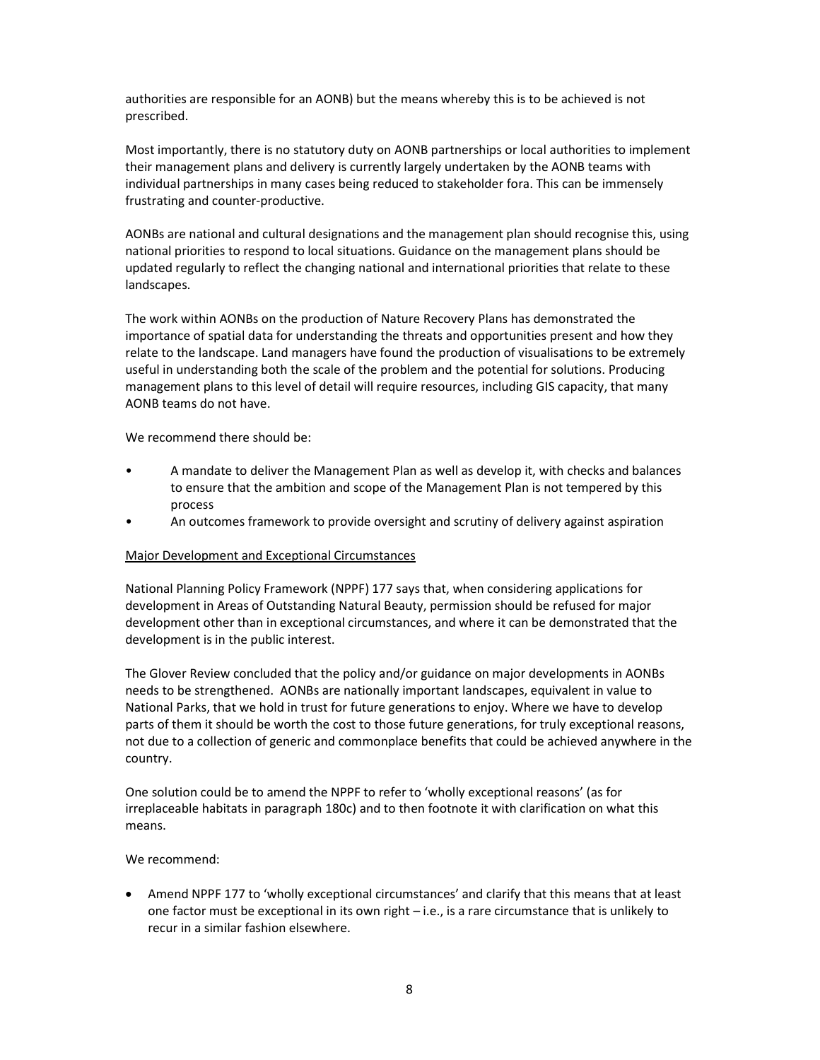authorities are responsible for an AONB) but the means whereby this is to be achieved is not prescribed.

Most importantly, there is no statutory duty on AONB partnerships or local authorities to implement their management plans and delivery is currently largely undertaken by the AONB teams with individual partnerships in many cases being reduced to stakeholder fora. This can be immensely frustrating and counter-productive.

AONBs are national and cultural designations and the management plan should recognise this, using national priorities to respond to local situations. Guidance on the management plans should be updated regularly to reflect the changing national and international priorities that relate to these landscapes.

The work within AONBs on the production of Nature Recovery Plans has demonstrated the importance of spatial data for understanding the threats and opportunities present and how they relate to the landscape. Land managers have found the production of visualisations to be extremely useful in understanding both the scale of the problem and the potential for solutions. Producing management plans to this level of detail will require resources, including GIS capacity, that many AONB teams do not have.

We recommend there should be:

- A mandate to deliver the Management Plan as well as develop it, with checks and balances to ensure that the ambition and scope of the Management Plan is not tempered by this process
- An outcomes framework to provide oversight and scrutiny of delivery against aspiration

<u>Major Development and Exceptional Circumstances</u>

National Planning Policy Framework (NPPF) 177 says that, when considering applications for development in Areas of Outstanding Natural Beauty, permission should be refused for major development other than in exceptional circumstances, and where it can be demonstrated that the development is in the public interest.

The Glover Review concluded that the policy and/or guidance on major developments in AONBs needs to be strengthened. AONBs are nationally important landscapes, equivalent in value to National Parks, that we hold in trust for future generations to enjoy. Where we have to develop parts of them it should be worth the cost to those future generations, for truly exceptional reasons, not due to a collection of generic and commonplace benefits that could be achieved anywhere in the country.

One solution could be to amend the NPPF to refer to 'wholly exceptional reasons' (as for irreplaceable habitats in paragraph 180c) and to then footnote it with clarification on what this means.

We recommend:

- Amend NPPF 177 to 'wholly exceptional circumstances' and clarify that this means that at least one factor must be exceptional in its own right – i.e., is a rare circumstance that is unlikely to recur in a similar fashion elsewhere.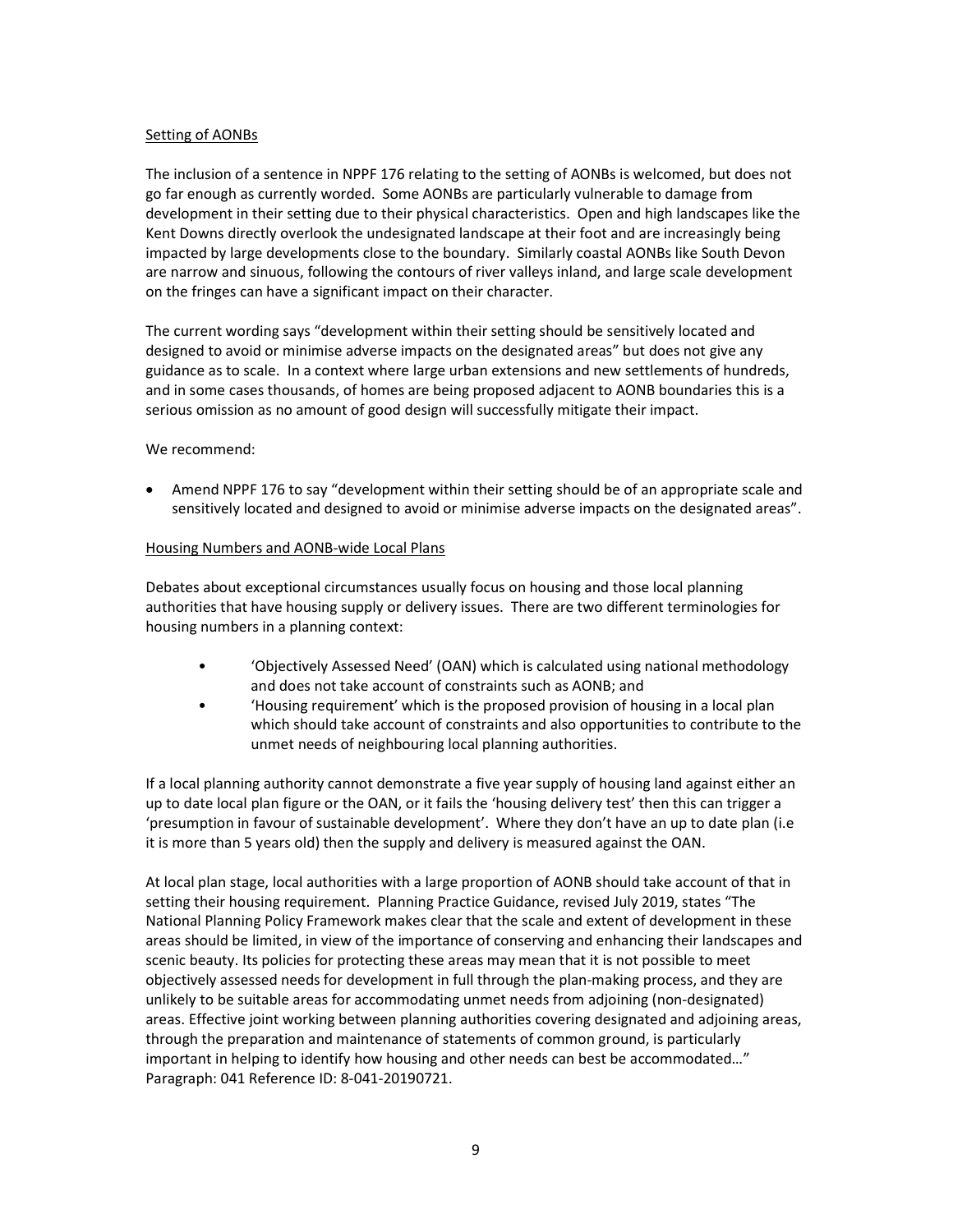<u>Setting of AONBs</u>

The inclusion of a sentence in NPPF 176 relating to the setting of AONBs is welcomed, but does not go far enough as currently worded. Some AONBs are particularly vulnerable to damage from development in their setting due to their physical characteristics. Open and high landscapes like the Kent Downs directly overlook the undesignated landscape at their foot and are increasingly being impacted by large developments close to the boundary. Similarly coastal AONBs like South Devon are narrow and sinuous, following the contours of river valleys inland, and large scale development on the fringes can have a significant impact on their character.

The current wording says "development within their setting should be sensitively located and designed to avoid or minimise adverse impacts on the designated areas" but does not give any guidance as to scale. In a context where large urban extensions and new settlements of hundreds, and in some cases thousands, of homes are being proposed adjacent to AONB boundaries this is a serious omission as no amount of good design will successfully mitigate their impact.

We recommend:

- Amend NPPF 176 to say "development within their setting should be of an appropriate scale and sensitively located and designed to avoid or minimise adverse impacts on the designated areas".

<u>Housing Numbers and AONB-wide Local Plans</u>

Debates about exceptional circumstances usually focus on housing and those local planning authorities that have housing supply or delivery issues. There are two different terminologies for housing numbers in a planning context:

- 'Objectively Assessed Need' (OAN) which is calculated using national methodology and does not take account of constraints such as AONB; and
- 'Housing requirement' which is the proposed provision of housing in a local plan which should take account of constraints and also opportunities to contribute to the unmet needs of neighbouring local planning authorities.

If a local planning authority cannot demonstrate a five year supply of housing land against either an up to date local plan figure or the OAN, or it fails the 'housing delivery test' then this can trigger a 'presumption in favour of sustainable development'. Where they don't have an up to date plan (i.e it is more than 5 years old) then the supply and delivery is measured against the OAN.

At local plan stage, local authorities with a large proportion of AONB should take account of that in setting their housing requirement. Planning Practice Guidance, revised July 2019, states "The National Planning Policy Framework makes clear that the scale and extent of development in these areas should be limited, in view of the importance of conserving and enhancing their landscapes and scenic beauty. Its policies for protecting these areas may mean that it is not possible to meet objectively assessed needs for development in full through the plan-making process, and they are unlikely to be suitable areas for accommodating unmet needs from adjoining (non-designated) areas. Effective joint working between planning authorities covering designated and adjoining areas, through the preparation and maintenance of statements of common ground, is particularly important in helping to identify how housing and other needs can best be accommodated…" Paragraph: 041 Reference ID: 8-041-20190721.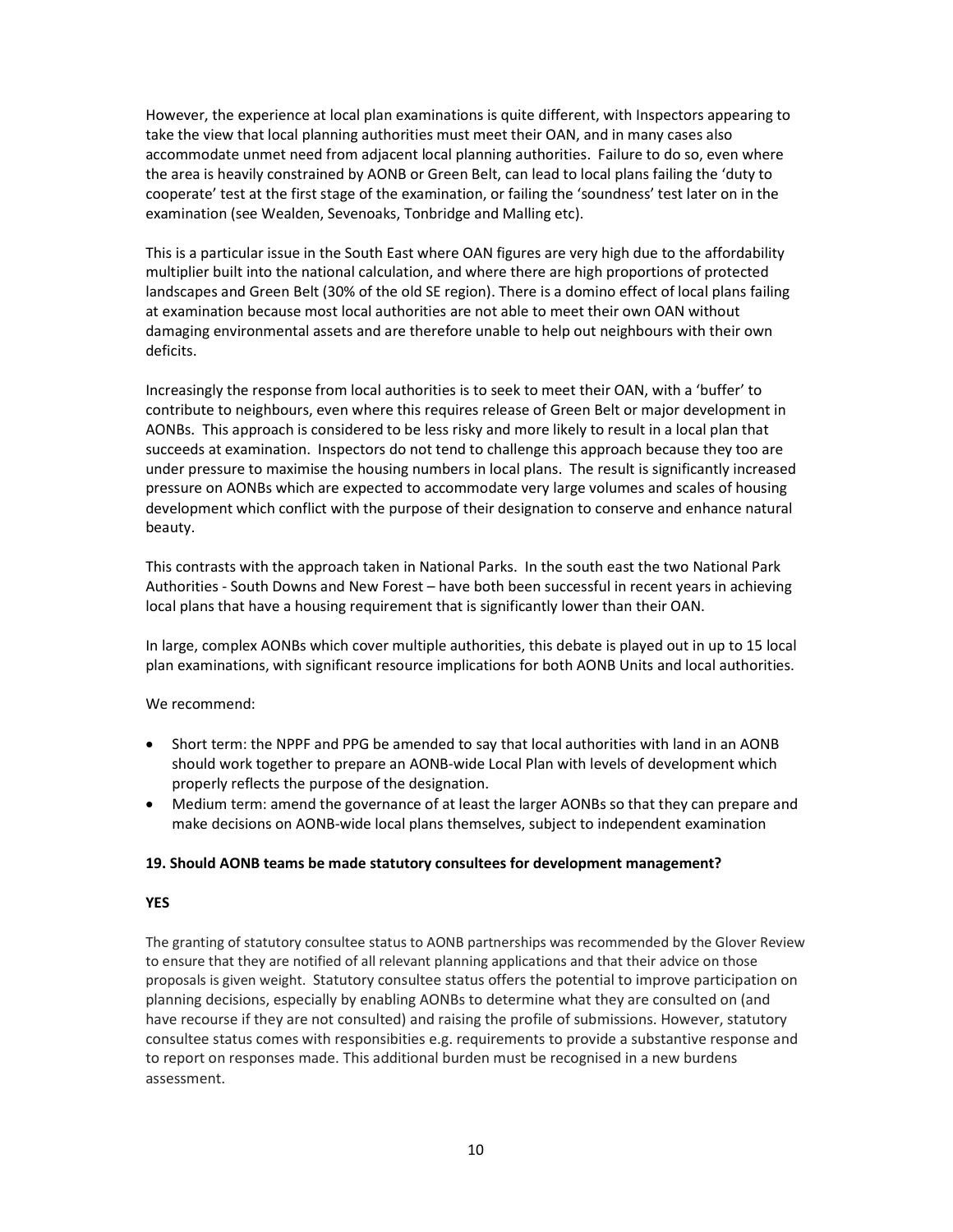However, the experience at local plan examinations is quite different, with Inspectors appearing to take the view that local planning authorities must meet their OAN, and in many cases also accommodate unmet need from adjacent local planning authorities. Failure to do so, even where the area is heavily constrained by AONB or Green Belt, can lead to local plans failing the 'duty to cooperate' test at the first stage of the examination, or failing the 'soundness' test later on in the examination (see Wealden, Sevenoaks, Tonbridge and Malling etc).

This is a particular issue in the South East where OAN figures are very high due to the affordability multiplier built into the national calculation, and where there are high proportions of protected landscapes and Green Belt (30% of the old SE region). There is a domino effect of local plans failing at examination because most local authorities are not able to meet their own OAN without damaging environmental assets and are therefore unable to help out neighbours with their own deficits.

Increasingly the response from local authorities is to seek to meet their OAN, with a 'buffer' to contribute to neighbours, even where this requires release of Green Belt or major development in AONBs. This approach is considered to be less risky and more likely to result in a local plan that succeeds at examination. Inspectors do not tend to challenge this approach because they too are under pressure to maximise the housing numbers in local plans. The result is significantly increased pressure on AONBs which are expected to accommodate very large volumes and scales of housing development which conflict with the purpose of their designation to conserve and enhance natural beauty.

This contrasts with the approach taken in National Parks. In the south east the two National Park Authorities - South Downs and New Forest – have both been successful in recent years in achieving local plans that have a housing requirement that is significantly lower than their OAN.

In large, complex AONBs which cover multiple authorities, this debate is played out in up to 15 local plan examinations, with significant resource implications for both AONB Units and local authorities.

We recommend:

- Short term: the NPPF and PPG be amended to say that local authorities with land in an AONB should work together to prepare an AONB-wide Local Plan with levels of development which properly reflects the purpose of the designation.
- Medium term: amend the governance of at least the larger AONBs so that they can prepare and make decisions on AONB-wide local plans themselves, subject to independent examination

**19. Should AONB teams be made statutory consultees for development management?**

**YES**

The granting of statutory consultee status to AONB partnerships was recommended by the Glover Review to ensure that they are notified of all relevant planning applications and that their advice on those proposals is given weight. Statutory consultee status offers the potential to improve participation on planning decisions, especially by enabling AONBs to determine what they are consulted on (and have recourse if they are not consulted) and raising the profile of submissions. However, statutory consultee status comes with responsibities e.g. requirements to provide a substantive response and to report on responses made. This additional burden must be recognised in a new burdens assessment.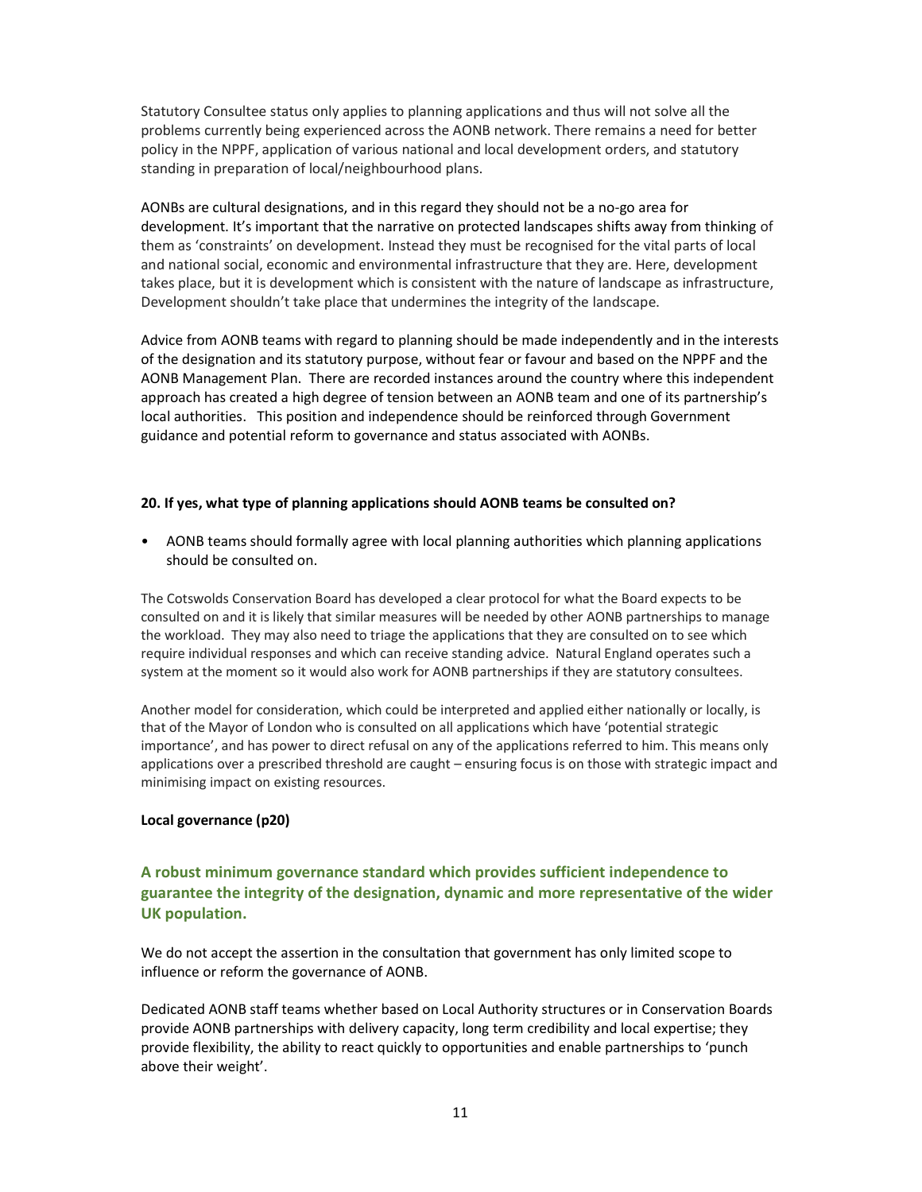Statutory Consultee status only applies to planning applications and thus will not solve all the problems currently being experienced across the AONB network. There remains a need for better policy in the NPPF, application of various national and local development orders, and statutory standing in preparation of local/neighbourhood plans.

AONBs are cultural designations, and in this regard they should not be a no-go area for development. It's important that the narrative on protected landscapes shifts away from thinking of them as 'constraints' on development. Instead they must be recognised for the vital parts of local and national social, economic and environmental infrastructure that they are. Here, development takes place, but it is development which is consistent with the nature of landscape as infrastructure, Development shouldn't take place that undermines the integrity of the landscape.

Advice from AONB teams with regard to planning should be made independently and in the interests of the designation and its statutory purpose, without fear or favour and based on the NPPF and the AONB Management Plan. There are recorded instances around the country where this independent approach has created a high degree of tension between an AONB team and one of its partnership's local authorities. This position and independence should be reinforced through Government guidance and potential reform to governance and status associated with AONBs.

**20. If yes, what type of planning applications should AONB teams be consulted on?**

- AONB teams should formally agree with local planning authorities which planning applications should be consulted on.

The Cotswolds Conservation Board has developed a clear protocol for what the Board expects to be consulted on and it is likely that similar measures will be needed by other AONB partnerships to manage the workload. They may also need to triage the applications that they are consulted on to see which require individual responses and which can receive standing advice. Natural England operates such a system at the moment so it would also work for AONB partnerships if they are statutory consultees.

Another model for consideration, which could be interpreted and applied either nationally or locally, is that of the Mayor of London who is consulted on all applications which have 'potential strategic importance', and has power to direct refusal on any of the applications referred to him. This means only applications over a prescribed threshold are caught – ensuring focus is on those with strategic impact and minimising impact on existing resources.

**Local governance (p20)**

### A robust minimum governance standard which provides sufficient independence to guarantee the integrity of the designation, dynamic and more representative of the wider UK population.

We do not accept the assertion in the consultation that government has only limited scope to influence or reform the governance of AONB.

Dedicated AONB staff teams whether based on Local Authority structures or in Conservation Boards provide AONB partnerships with delivery capacity, long term credibility and local expertise; they provide flexibility, the ability to react quickly to opportunities and enable partnerships to 'punch above their weight'.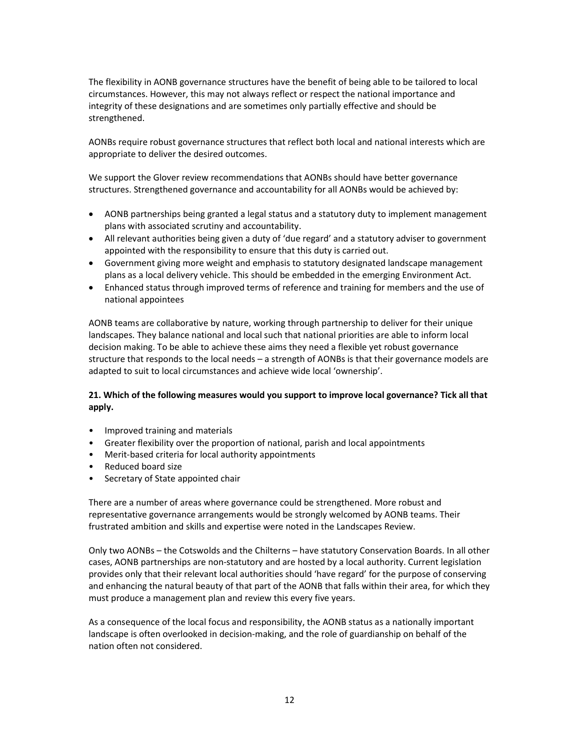The flexibility in AONB governance structures have the benefit of being able to be tailored to local circumstances. However, this may not always reflect or respect the national importance and integrity of these designations and are sometimes only partially effective and should be strengthened.

AONBs require robust governance structures that reflect both local and national interests which are appropriate to deliver the desired outcomes.

We support the Glover review recommendations that AONBs should have better governance structures. Strengthened governance and accountability for all AONBs would be achieved by:

- AONB partnerships being granted a legal status and a statutory duty to implement management plans with associated scrutiny and accountability.
- All relevant authorities being given a duty of 'due regard' and a statutory adviser to government appointed with the responsibility to ensure that this duty is carried out.
- Government giving more weight and emphasis to statutory designated landscape management plans as a local delivery vehicle. This should be embedded in the emerging Environment Act.
- Enhanced status through improved terms of reference and training for members and the use of national appointees

AONB teams are collaborative by nature, working through partnership to deliver for their unique landscapes. They balance national and local such that national priorities are able to inform local decision making. To be able to achieve these aims they need a flexible yet robust governance structure that responds to the local needs – a strength of AONBs is that their governance models are adapted to suit to local circumstances and achieve wide local 'ownership'.

**21. Which of the following measures would you support to improve local governance? Tick all that apply.**

- Improved training and materials
- Greater flexibility over the proportion of national, parish and local appointments
- Merit-based criteria for local authority appointments
- Reduced board size
- Secretary of State appointed chair

There are a number of areas where governance could be strengthened. More robust and representative governance arrangements would be strongly welcomed by AONB teams. Their frustrated ambition and skills and expertise were noted in the Landscapes Review.

Only two AONBs – the Cotswolds and the Chilterns – have statutory Conservation Boards. In all other cases, AONB partnerships are non-statutory and are hosted by a local authority. Current legislation provides only that their relevant local authorities should 'have regard' for the purpose of conserving and enhancing the natural beauty of that part of the AONB that falls within their area, for which they must produce a management plan and review this every five years.

As a consequence of the local focus and responsibility, the AONB status as a nationally important landscape is often overlooked in decision-making, and the role of guardianship on behalf of the nation often not considered.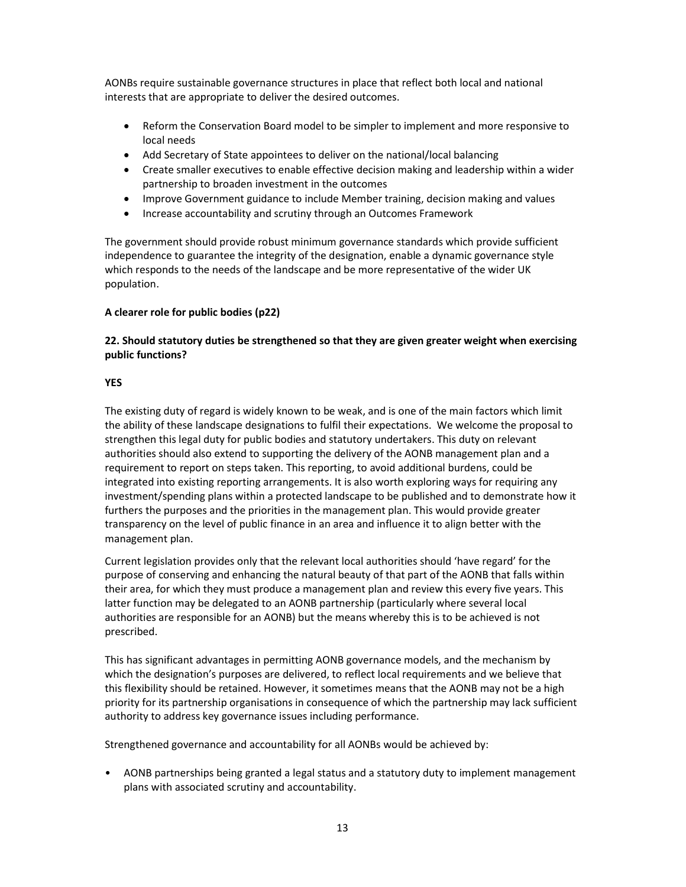AONBs require sustainable governance structures in place that reflect both local and national interests that are appropriate to deliver the desired outcomes.

- Reform the Conservation Board model to be simpler to implement and more responsive to local needs
- Add Secretary of State appointees to deliver on the national/local balancing
- Create smaller executives to enable effective decision making and leadership within a wider partnership to broaden investment in the outcomes
- Improve Government guidance to include Member training, decision making and values
- Increase accountability and scrutiny through an Outcomes Framework

The government should provide robust minimum governance standards which provide sufficient independence to guarantee the integrity of the designation, enable a dynamic governance style which responds to the needs of the landscape and be more representative of the wider UK population.

**A clearer role for public bodies (p22)**

**22. Should statutory duties be strengthened so that they are given greater weight when exercising public functions?**

**YES**

The existing duty of regard is widely known to be weak, and is one of the main factors which limit the ability of these landscape designations to fulfil their expectations. We welcome the proposal to strengthen this legal duty for public bodies and statutory undertakers. This duty on relevant authorities should also extend to supporting the delivery of the AONB management plan and a requirement to report on steps taken. This reporting, to avoid additional burdens, could be integrated into existing reporting arrangements. It is also worth exploring ways for requiring any investment/spending plans within a protected landscape to be published and to demonstrate how it furthers the purposes and the priorities in the management plan. This would provide greater transparency on the level of public finance in an area and influence it to align better with the management plan.

Current legislation provides only that the relevant local authorities should 'have regard' for the purpose of conserving and enhancing the natural beauty of that part of the AONB that falls within their area, for which they must produce a management plan and review this every five years. This latter function may be delegated to an AONB partnership (particularly where several local authorities are responsible for an AONB) but the means whereby this is to be achieved is not prescribed.

This has significant advantages in permitting AONB governance models, and the mechanism by which the designation's purposes are delivered, to reflect local requirements and we believe that this flexibility should be retained. However, it sometimes means that the AONB may not be a high priority for its partnership organisations in consequence of which the partnership may lack sufficient authority to address key governance issues including performance.

Strengthened governance and accountability for all AONBs would be achieved by:

- AONB partnerships being granted a legal status and a statutory duty to implement management plans with associated scrutiny and accountability.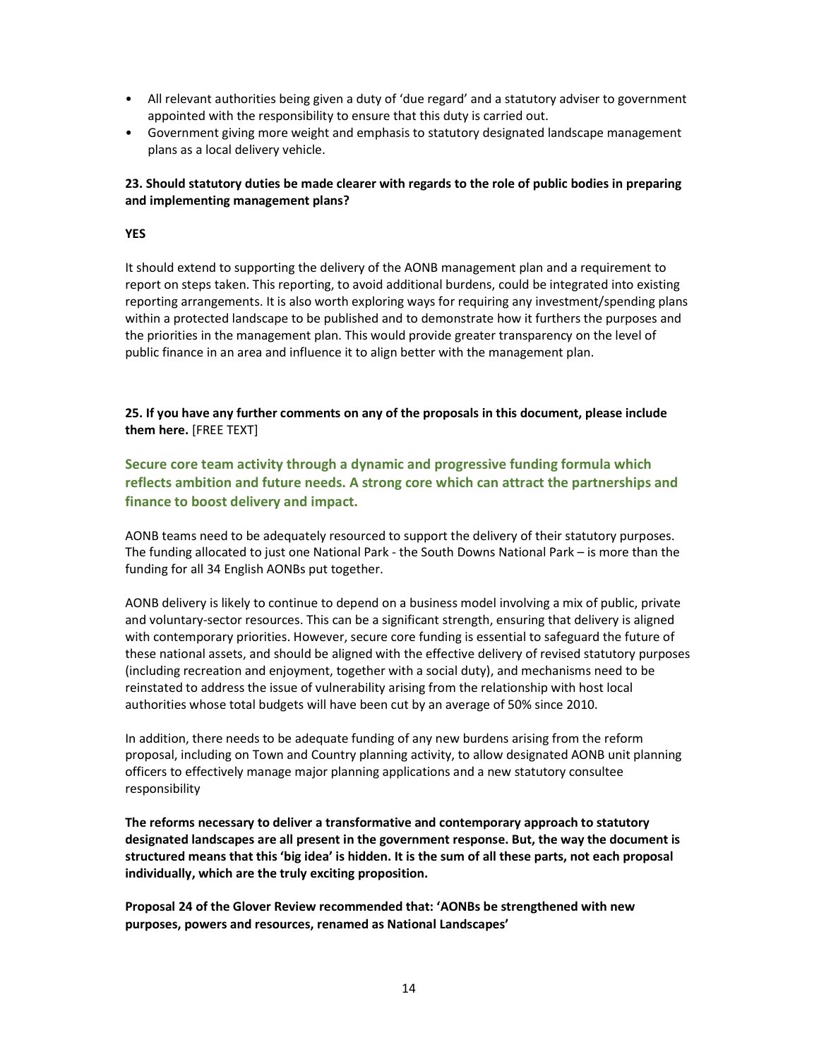- All relevant authorities being given a duty of 'due regard' and a statutory adviser to government appointed with the responsibility to ensure that this duty is carried out.
- Government giving more weight and emphasis to statutory designated landscape management plans as a local delivery vehicle.

**23. Should statutory duties be made clearer with regards to the role of public bodies in preparing and implementing management plans?**

**YES**

It should extend to supporting the delivery of the AONB management plan and a requirement to report on steps taken. This reporting, to avoid additional burdens, could be integrated into existing reporting arrangements. It is also worth exploring ways for requiring any investment/spending plans within a protected landscape to be published and to demonstrate how it furthers the purposes and the priorities in the management plan. This would provide greater transparency on the level of public finance in an area and influence it to align better with the management plan.

**25. If you have any further comments on any of the proposals in this document, please include them here.** [FREE TEXT]

### Secure core team activity through a dynamic and progressive funding formula which reflects ambition and future needs. A strong core which can attract the partnerships and finance to boost delivery and impact.

AONB teams need to be adequately resourced to support the delivery of their statutory purposes. The funding allocated to just one National Park - the South Downs National Park – is more than the funding for all 34 English AONBs put together.

AONB delivery is likely to continue to depend on a business model involving a mix of public, private and voluntary-sector resources. This can be a significant strength, ensuring that delivery is aligned with contemporary priorities. However, secure core funding is essential to safeguard the future of these national assets, and should be aligned with the effective delivery of revised statutory purposes (including recreation and enjoyment, together with a social duty), and mechanisms need to be reinstated to address the issue of vulnerability arising from the relationship with host local authorities whose total budgets will have been cut by an average of 50% since 2010.

In addition, there needs to be adequate funding of any new burdens arising from the reform proposal, including on Town and Country planning activity, to allow designated AONB unit planning officers to effectively manage major planning applications and a new statutory consultee responsibility

**The reforms necessary to deliver a transformative and contemporary approach to statutory designated landscapes are all present in the government response. But, the way the document is structured means that this 'big idea' is hidden. It is the sum of all these parts, not each proposal individually, which are the truly exciting proposition.**

**Proposal 24 of the Glover Review recommended that: 'AONBs be strengthened with new purposes, powers and resources, renamed as National Landscapes'**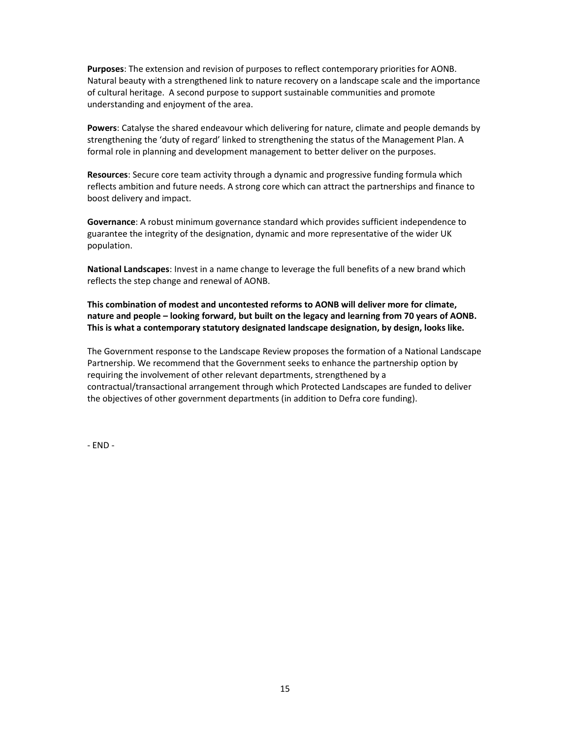**Purposes**: The extension and revision of purposes to reflect contemporary priorities for AONB. Natural beauty with a strengthened link to nature recovery on a landscape scale and the importance of cultural heritage. A second purpose to support sustainable communities and promote understanding and enjoyment of the area.

**Powers**: Catalyse the shared endeavour which delivering for nature, climate and people demands by strengthening the 'duty of regard' linked to strengthening the status of the Management Plan. A formal role in planning and development management to better deliver on the purposes.

**Resources**: Secure core team activity through a dynamic and progressive funding formula which reflects ambition and future needs. A strong core which can attract the partnerships and finance to boost delivery and impact.

**Governance**: A robust minimum governance standard which provides sufficient independence to guarantee the integrity of the designation, dynamic and more representative of the wider UK population.

**National Landscapes**: Invest in a name change to leverage the full benefits of a new brand which reflects the step change and renewal of AONB.

**This combination of modest and uncontested reforms to AONB will deliver more for climate, nature and people – looking forward, but built on the legacy and learning from 70 years of AONB. This is what a contemporary statutory designated landscape designation, by design, looks like.**

The Government response to the Landscape Review proposes the formation of a National Landscape Partnership. We recommend that the Government seeks to enhance the partnership option by requiring the involvement of other relevant departments, strengthened by a contractual/transactional arrangement through which Protected Landscapes are funded to deliver the objectives of other government departments (in addition to Defra core funding).

- END -